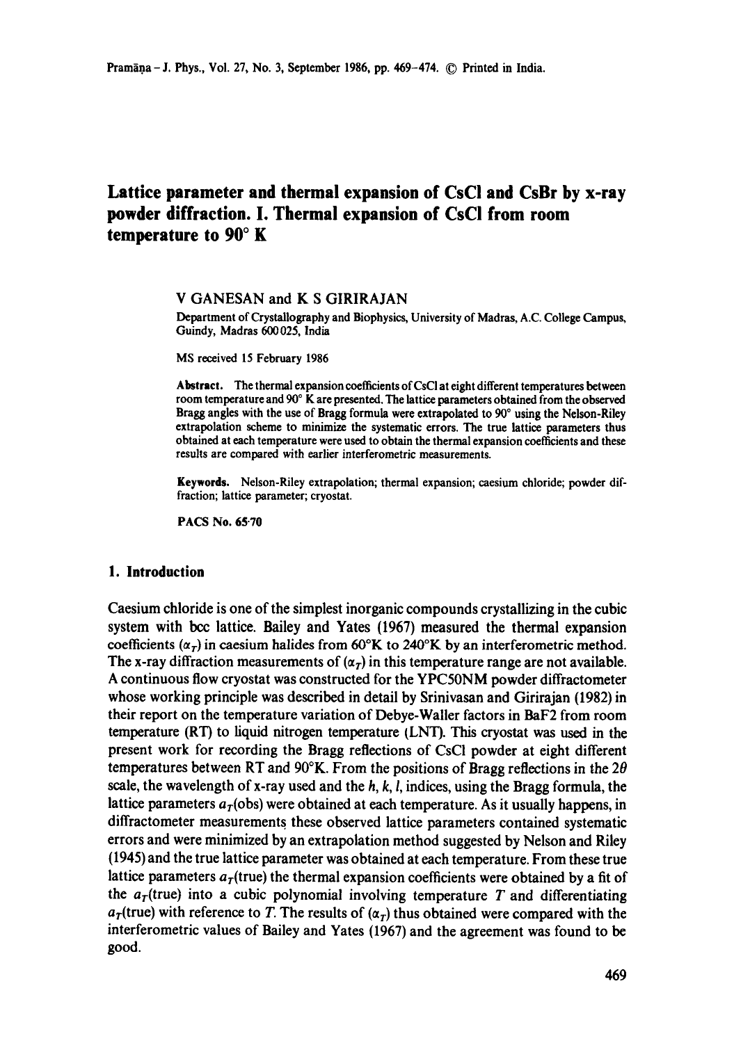# Lattice parameter and thermal expansion of CsCl and CsBr by x-ray powder diffraction. I. Thermal expansion of CsCl from room temperature to 90° K

V GANESAN and K S GIRIRAJAN

Department of Crystallography and Biophysics, University of Madras, A.C. College Campus, Guindy, Madras 600 025, India

MS received 15 February 1986

**Abstract.** The thermal expansion coefficients of CsCl at eight different temperatures between room temperature and 90° K are presented. The lattice parameters obtained from the observed Bragg angles with the use of Bragg formula were extrapolated to 90° using the Nelson-Riley extrapolation scheme to minimize the systematic errors. The true lattice parameters thus obtained at each temperature were used to obtain the thermal expansion coefficients and these results are compared with earlier interferometric measurements.

**Keywords.** Nelson-Riley extrapolation; thermal expansion; caesium chloride; powder diffraction; lattice parameter; cryostat.

**PACS No.** 65·70

## 1. Introduction

Caesium chloride is one of the simplest inorganic compounds crystallizing in the cubic system with bcc lattice. Bailey and Yates (1967) measured the thermal expansion coefficients ($\alpha_T$) in caesium halides from 60°K to 240°K by an interferometric method. The x-ray diffraction measurements of ($\alpha_T$) in this temperature range are not available. A continuous flow cryostat was constructed for the YPC50NM powder diffractometer whose working principle was described in detail by Srinivasan and Girirajan (1982) in their report on the temperature variation of Debye-Waller factors in BaF2 from room temperature (RT) to liquid nitrogen temperature (LNT). This cryostat was used in the present work for recording the Bragg reflections of CsCl powder at eight different temperatures between RT and 90°K. From the positions of Bragg reflections in the $2\theta$ scale, the wavelength of x-ray used and the $h$, $k$, $l$, indices, using the Bragg formula, the lattice parameters $a_T$(obs) were obtained at each temperature. As it usually happens, in diffractometer measurements these observed lattice parameters contained systematic errors and were minimized by an extrapolation method suggested by Nelson and Riley (1945) and the true lattice parameter was obtained at each temperature. From these true lattice parameters $a_T$(true) the thermal expansion coefficients were obtained by a fit of the $a_T$(true) into a cubic polynomial involving temperature $T$ and differentiating $a_T$(true) with reference to $T$. The results of ($\alpha_T$) thus obtained were compared with the interferometric values of Bailey and Yates (1967) and the agreement was found to be good.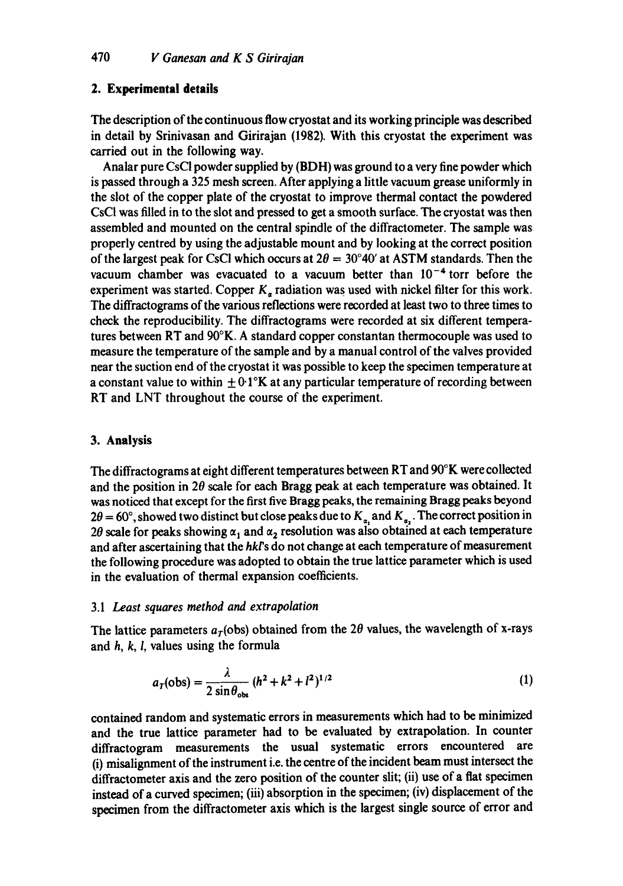## 2. Experimental details

The description of the continuous flow cryostat and its working principle was described in detail by Srinivasan and Girirajan (1982). With this cryostat the experiment was carried out in the following way.

Analar pure CsCl powder supplied by (BDH) was ground to a very fine powder which is passed through a 325 mesh screen. After applying a little vacuum grease uniformly in the slot of the copper plate of the cryostat to improve thermal contact the powdered CsCl was filled in to the slot and pressed to get a smooth surface. The cryostat was then assembled and mounted on the central spindle of the diffractometer. The sample was properly centred by using the adjustable mount and by looking at the correct position of the largest peak for CsCl which occurs at $2\theta = 30°40'$ at ASTM standards. Then the vacuum chamber was evacuated to a vacuum better than $10^{-4}$ torr before the experiment was started. Copper $K_\alpha$ radiation was used with nickel filter for this work. The diffractograms of the various reflections were recorded at least two to three times to check the reproducibility. The diffractograms were recorded at six different temperatures between RT and 90°K. A standard copper constantan thermocouple was used to measure the temperature of the sample and by a manual control of the valves provided near the suction end of the cryostat it was possible to keep the specimen temperature at a constant value to within $\pm 0.1$°K at any particular temperature of recording between RT and LNT throughout the course of the experiment.

## 3. Analysis

The diffractograms at eight different temperatures between RT and 90°K were collected and the position in $2\theta$ scale for each Bragg peak at each temperature was obtained. It was noticed that except for the first five Bragg peaks, the remaining Bragg peaks beyond $2\theta = 60°$, showed two distinct but close peaks due to $K_{\alpha_1}$ and $K_{\alpha_2}$. The correct position in $2\theta$ scale for peaks showing $\alpha_1$ and $\alpha_2$ resolution was also obtained at each temperature and after ascertaining that the *hkl*'s do not change at each temperature of measurement the following procedure was adopted to obtain the true lattice parameter which is used in the evaluation of thermal expansion coefficients.

### 3.1 *Least squares method and extrapolation*

The lattice parameters $a_T(\text{obs})$ obtained from the $2\theta$ values, the wavelength of x-rays and $h$, $k$, $l$, values using the formula

$$a_T(\text{obs}) = \frac{\lambda}{2\sin\theta_{\text{obs}}}(h^2 + k^2 + l^2)^{1/2} \tag{1}$$

contained random and systematic errors in measurements which had to be minimized and the true lattice parameter had to be evaluated by extrapolation. In counter diffractogram measurements the usual systematic errors encountered are (i) misalignment of the instrument i.e. the centre of the incident beam must intersect the diffractometer axis and the zero position of the counter slit; (ii) use of a flat specimen instead of a curved specimen; (iii) absorption in the specimen; (iv) displacement of the specimen from the diffractometer axis which is the largest single source of error and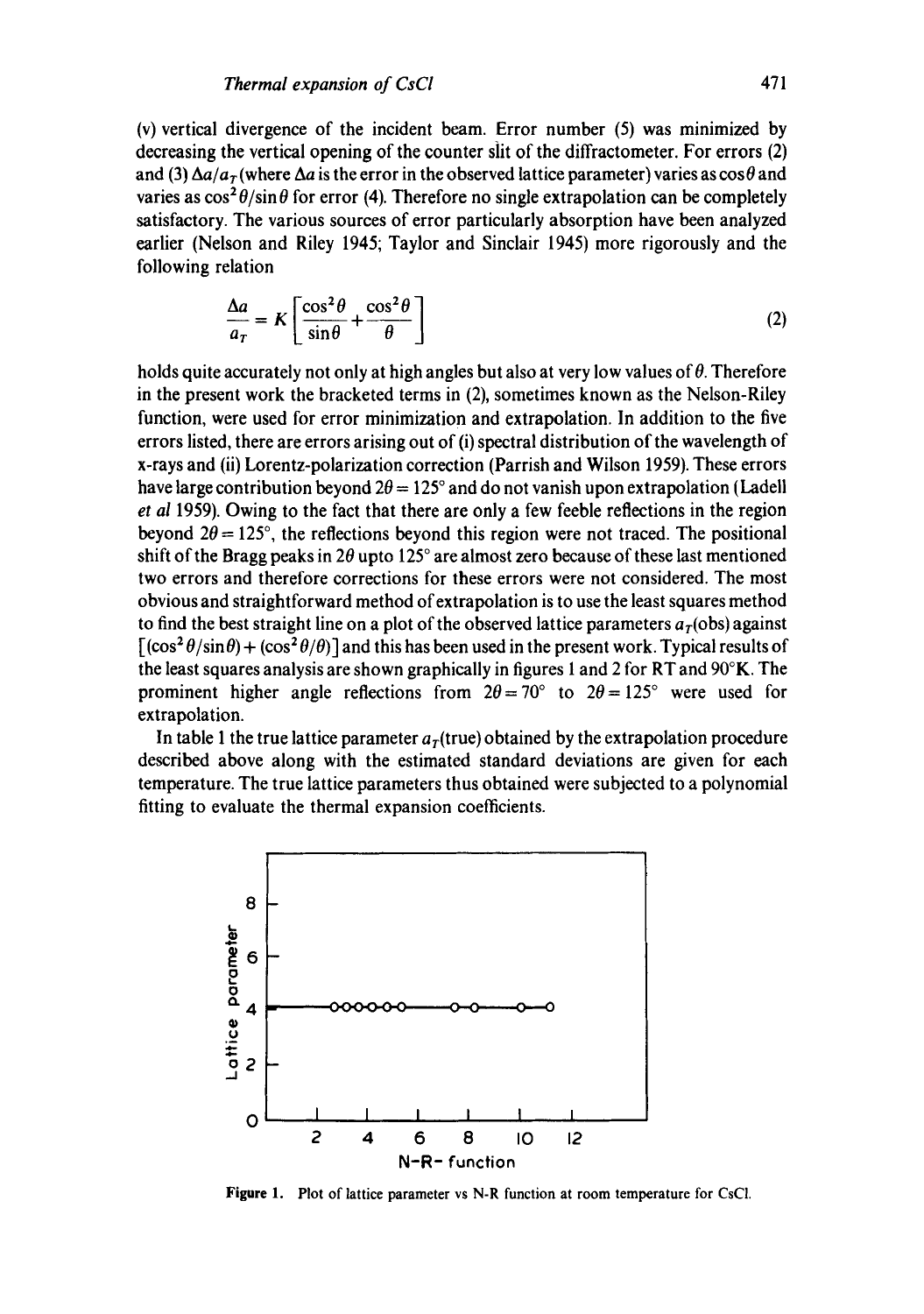(v) vertical divergence of the incident beam. Error number (5) was minimized by decreasing the vertical opening of the counter slit of the diffractometer. For errors (2) and (3) $\Delta a/a_T$ (where $\Delta a$ is the error in the observed lattice parameter) varies as $\cos\theta$ and varies as $\cos^2\theta/\sin\theta$ for error (4). Therefore no single extrapolation can be completely satisfactory. The various sources of error particularly absorption have been analyzed earlier (Nelson and Riley 1945; Taylor and Sinclair 1945) more rigorously and the following relation

$$\frac{\Delta a}{a_T} = K\left[\frac{\cos^2\theta}{\sin\theta} + \frac{\cos^2\theta}{\theta}\right] \tag{2}$$

holds quite accurately not only at high angles but also at very low values of $\theta$. Therefore in the present work the bracketed terms in (2), sometimes known as the Nelson-Riley function, were used for error minimization and extrapolation. In addition to the five errors listed, there are errors arising out of (i) spectral distribution of the wavelength of x-rays and (ii) Lorentz-polarization correction (Parrish and Wilson 1959). These errors have large contribution beyond $2\theta = 125°$ and do not vanish upon extrapolation (Ladell *et al* 1959). Owing to the fact that there are only a few feeble reflections in the region beyond $2\theta = 125°$, the reflections beyond this region were not traced. The positional shift of the Bragg peaks in $2\theta$ upto 125° are almost zero because of these last mentioned two errors and therefore corrections for these errors were not considered. The most obvious and straightforward method of extrapolation is to use the least squares method to find the best straight line on a plot of the observed lattice parameters $a_T$(obs) against $[(\cos^2\theta/\sin\theta) + (\cos^2\theta/\theta)]$ and this has been used in the present work. Typical results of the least squares analysis are shown graphically in figures 1 and 2 for RT and 90°K. The prominent higher angle reflections from $2\theta = 70°$ to $2\theta = 125°$ were used for extrapolation.

In table 1 the true lattice parameter $a_T$(true) obtained by the extrapolation procedure described above along with the estimated standard deviations are given for each temperature. The true lattice parameters thus obtained were subjected to a polynomial fitting to evaluate the thermal expansion coefficients.

**Figure 1.** Plot of lattice parameter vs N-R function at room temperature for CsCl.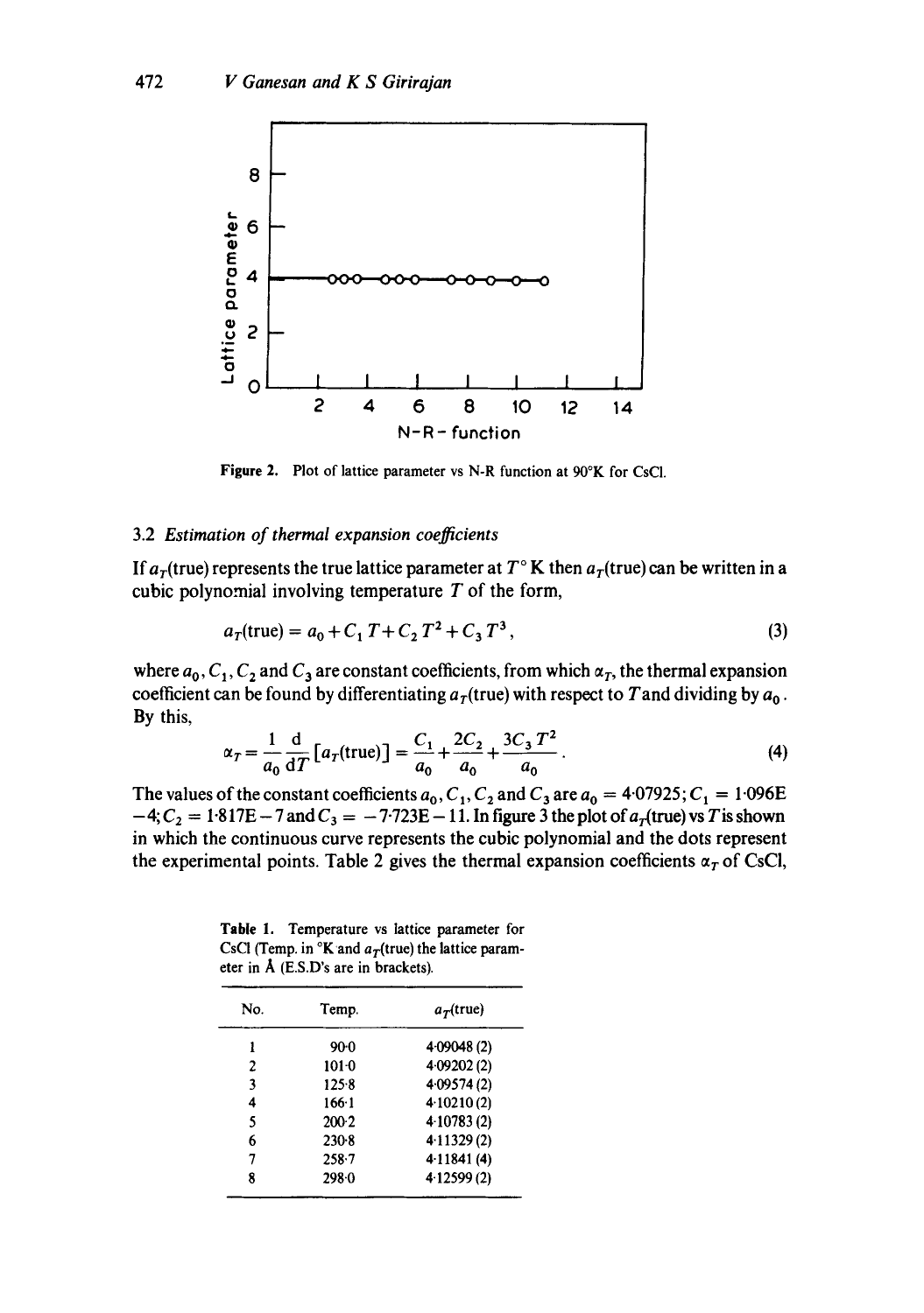Figure 2. Plot of lattice parameter vs N-R function at 90°K for CsCl.

### 3.2 *Estimation of thermal expansion coefficients*

If $a_T$(true) represents the true lattice parameter at $T$° K then $a_T$(true) can be written in a cubic polynomial involving temperature $T$ of the form,

$$a_T(\text{true}) = a_0 + C_1 T + C_2 T^2 + C_3 T^3, \tag{3}$$

where $a_0, C_1, C_2$ and $C_3$ are constant coefficients, from which $\alpha_T$, the thermal expansion coefficient can be found by differentiating $a_T$(true) with respect to $T$ and dividing by $a_0$. By this,

$$\alpha_T = \frac{1}{a_0}\frac{\mathrm{d}}{\mathrm{d}T}[a_T(\text{true})] = \frac{C_1}{a_0} + \frac{2C_2}{a_0} + \frac{3C_3 T^2}{a_0}. \tag{4}$$

The values of the constant coefficients $a_0, C_1, C_2$ and $C_3$ are $a_0 = 4{\cdot}07925$; $C_1 = 1{\cdot}096\text{E}-4$; $C_2 = 1{\cdot}817\text{E}-7$ and $C_3 = -7{\cdot}723\text{E}-11$. In figure 3 the plot of $a_T$(true) vs $T$ is shown in which the continuous curve represents the cubic polynomial and the dots represent the experimental points. Table 2 gives the thermal expansion coefficients $\alpha_T$ of CsCl,

**Table 1.** Temperature vs lattice parameter for CsCl (Temp. in °K and $a_T$(true) the lattice parameter in Å (E.S.D's are in brackets).

| No. | Temp. | $a_T$(true) |
|---|---|---|
| 1 | 90·0 | 4·09048 (2) |
| 2 | 101·0 | 4·09202 (2) |
| 3 | 125·8 | 4·09574 (2) |
| 4 | 166·1 | 4·10210 (2) |
| 5 | 200·2 | 4·10783 (2) |
| 6 | 230·8 | 4·11329 (2) |
| 7 | 258·7 | 4·11841 (4) |
| 8 | 298·0 | 4·12599 (2) |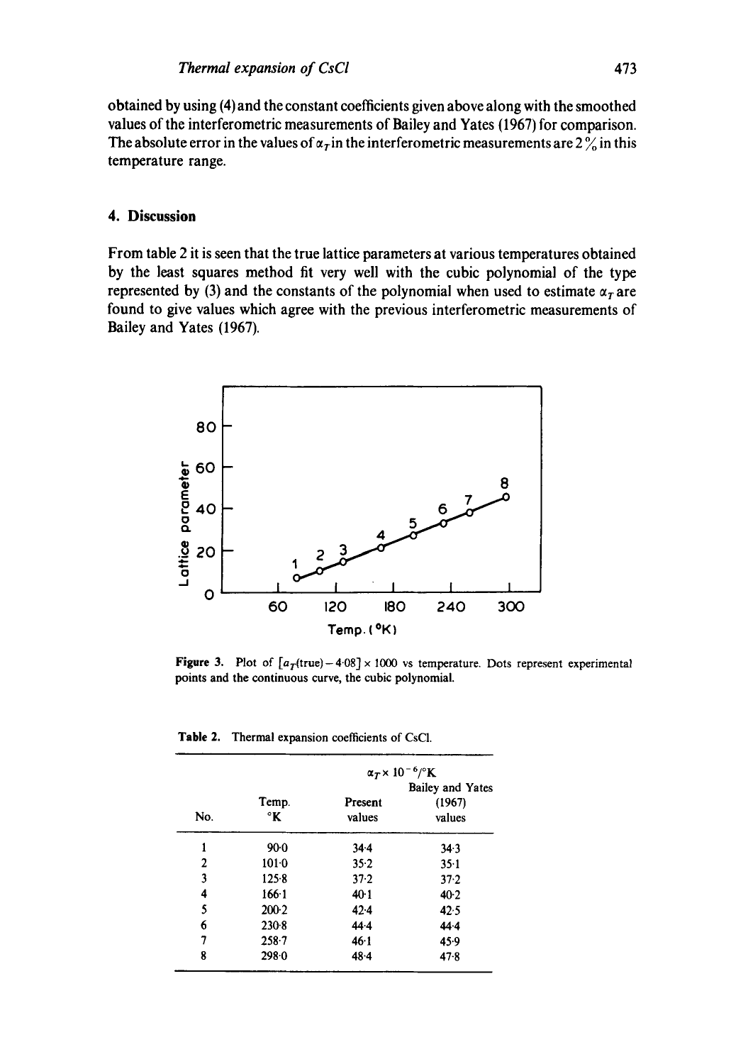obtained by using (4) and the constant coefficients given above along with the smoothed values of the interferometric measurements of Bailey and Yates (1967) for comparison. The absolute error in the values of $\alpha_T$ in the interferometric measurements are 2 % in this temperature range.

## 4. Discussion

From table 2 it is seen that the true lattice parameters at various temperatures obtained by the least squares method fit very well with the cubic polynomial of the type represented by (3) and the constants of the polynomial when used to estimate $\alpha_T$ are found to give values which agree with the previous interferometric measurements of Bailey and Yates (1967).

**Figure 3.** Plot of $[a_T(\text{true}) - 4{\cdot}08] \times 1000$ vs temperature. Dots represent experimental points and the continuous curve, the cubic polynomial.

**Table 2.** Thermal expansion coefficients of CsCl.

| No. | Temp. °K | $\alpha_T \times 10^{-6}$/°K Present values | Bailey and Yates (1967) values |
|---|---|---|---|
| 1 | 90·0 | 34·4 | 34·3 |
| 2 | 101·0 | 35·2 | 35·1 |
| 3 | 125·8 | 37·2 | 37·2 |
| 4 | 166·1 | 40·1 | 40·2 |
| 5 | 200·2 | 42·4 | 42·5 |
| 6 | 230·8 | 44·4 | 44·4 |
| 7 | 258·7 | 46·1 | 45·9 |
| 8 | 298·0 | 48·4 | 47·8 |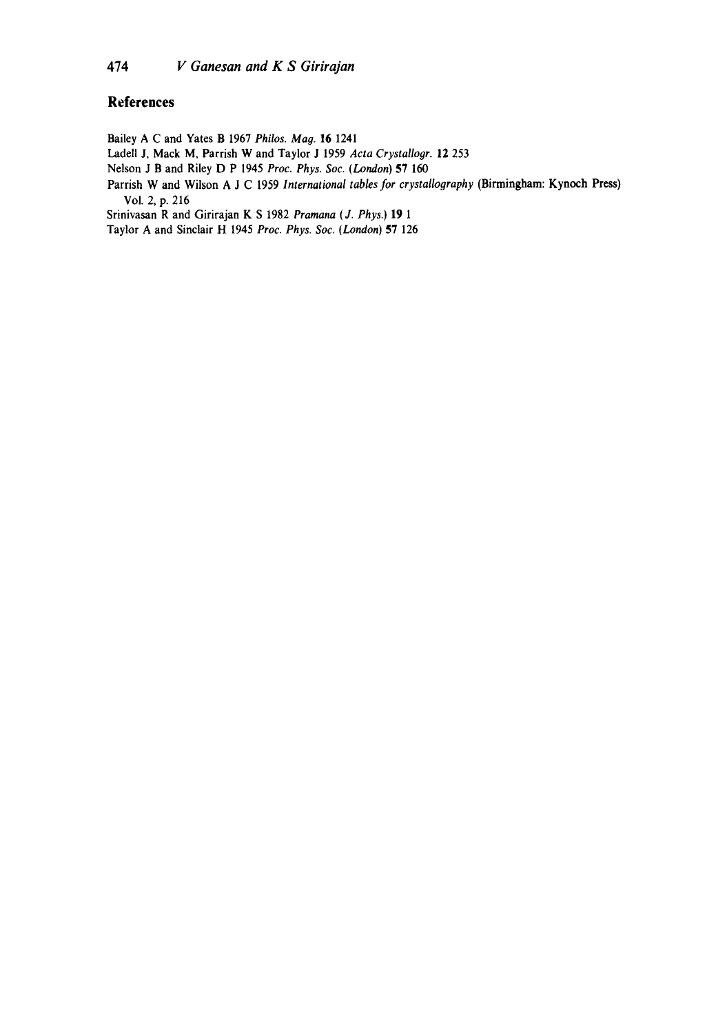## References

Bailey A C and Yates B 1967 *Philos. Mag.* **16** 1241

Ladell J, Mack M, Parrish W and Taylor J 1959 *Acta Crystallogr.* **12** 253

Nelson J B and Riley D P 1945 *Proc. Phys. Soc. (London)* **57** 160

Parrish W and Wilson A J C 1959 *International tables for crystallography* (Birmingham: Kynoch Press) Vol. 2, p. 216

Srinivasan R and Girirajan K S 1982 *Pramana (J. Phys.)* **19** 1

Taylor A and Sinclair H 1945 *Proc. Phys. Soc. (London)* **57** 126